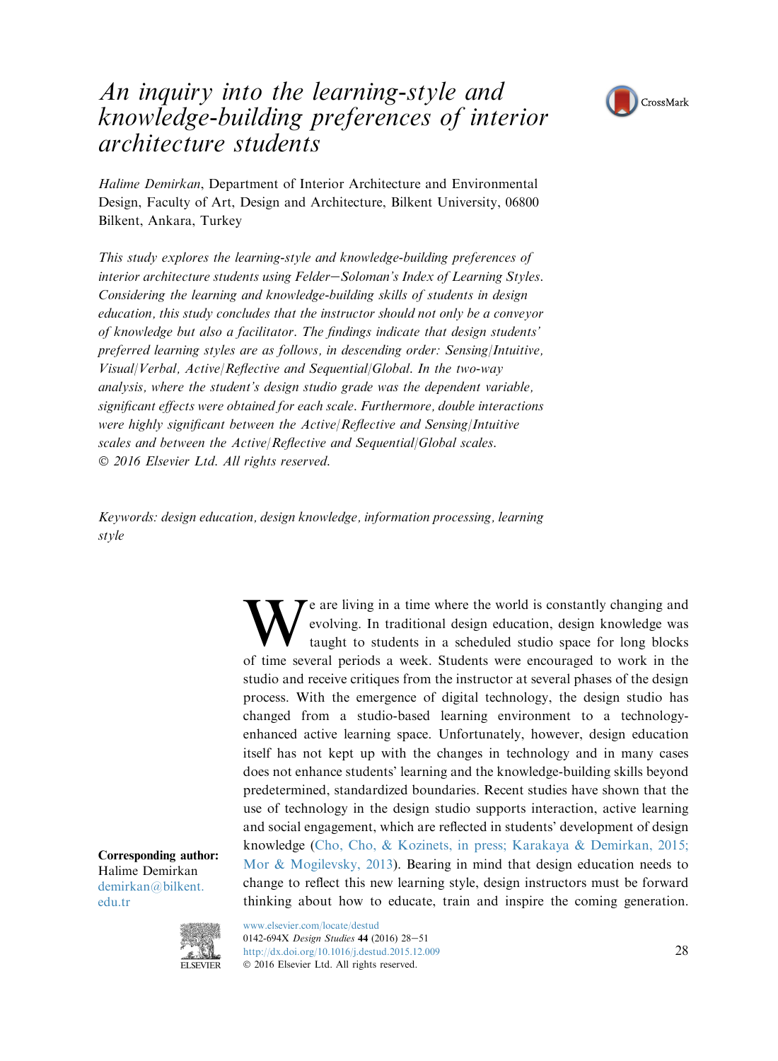# An inquiry into the learning-style and knowledge-building preferences of interior architecture students

*Halime Demirkan*, Department of Interior Architecture and Environmental Design, Faculty of Art, Design and Architecture, Bilkent University, 06800 Bilkent, Ankara, Turkey

*This study explores the learning-style and knowledge-building preferences of interior architecture students using Felder–Soloman's Index of Learning Styles. Considering the learning and knowledge-building skills of students in design education, this study concludes that the instructor should not only be a conveyor of knowledge but also a facilitator. The findings indicate that design students' preferred learning styles are as follows, in descending order: Sensing/Intuitive, Visual/Verbal, Active/Reflective and Sequential/Global. In the two-way analysis, where the student's design studio grade was the dependent variable, significant effects were obtained for each scale. Furthermore, double interactions were highly significant between the Active/Reflective and Sensing/Intuitive scales and between the Active/Reflective and Sequential/Global scales.*
*© 2016 Elsevier Ltd. All rights reserved.*

*Keywords: design education, design knowledge, information processing, learning style*

We are living in a time where the world is constantly changing and evolving. In traditional design education, design knowledge was taught to students in a scheduled studio space for long blocks of time several periods a week. Students were encouraged to work in the studio and receive critiques from the instructor at several phases of the design process. With the emergence of digital technology, the design studio has changed from a studio-based learning environment to a technology-enhanced active learning space. Unfortunately, however, design education itself has not kept up with the changes in technology and in many cases does not enhance students' learning and the knowledge-building skills beyond predetermined, standardized boundaries. Recent studies have shown that the use of technology in the design studio supports interaction, active learning and social engagement, which are reflected in students' development of design knowledge (Cho, Cho, & Kozinets, in press; Karakaya & Demirkan, 2015; Mor & Mogilevsky, 2013). Bearing in mind that design education needs to change to reflect this new learning style, design instructors must be forward thinking about how to educate, train and inspire the coming generation.

**Corresponding author:**
Halime Demirkan
demirkan@bilkent.edu.tr

www.elsevier.com/locate/destud
0142-694X *Design Studies* **44** (2016) 28–51
http://dx.doi.org/10.1016/j.destud.2015.12.009
© 2016 Elsevier Ltd. All rights reserved.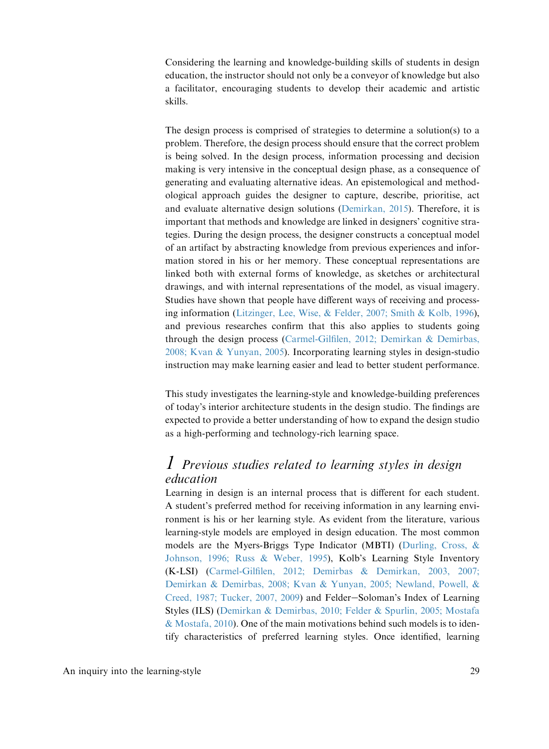Considering the learning and knowledge-building skills of students in design education, the instructor should not only be a conveyor of knowledge but also a facilitator, encouraging students to develop their academic and artistic skills.

The design process is comprised of strategies to determine a solution(s) to a problem. Therefore, the design process should ensure that the correct problem is being solved. In the design process, information processing and decision making is very intensive in the conceptual design phase, as a consequence of generating and evaluating alternative ideas. An epistemological and methodological approach guides the designer to capture, describe, prioritise, act and evaluate alternative design solutions (Demirkan, 2015). Therefore, it is important that methods and knowledge are linked in designers' cognitive strategies. During the design process, the designer constructs a conceptual model of an artifact by abstracting knowledge from previous experiences and information stored in his or her memory. These conceptual representations are linked both with external forms of knowledge, as sketches or architectural drawings, and with internal representations of the model, as visual imagery. Studies have shown that people have different ways of receiving and processing information (Litzinger, Lee, Wise, & Felder, 2007; Smith & Kolb, 1996), and previous researches confirm that this also applies to students going through the design process (Carmel-Gilfilen, 2012; Demirkan & Demirbas, 2008; Kvan & Yunyan, 2005). Incorporating learning styles in design-studio instruction may make learning easier and lead to better student performance.

This study investigates the learning-style and knowledge-building preferences of today's interior architecture students in the design studio. The findings are expected to provide a better understanding of how to expand the design studio as a high-performing and technology-rich learning space.

## 1 Previous studies related to learning styles in design education

Learning in design is an internal process that is different for each student. A student's preferred method for receiving information in any learning environment is his or her learning style. As evident from the literature, various learning-style models are employed in design education. The most common models are the Myers-Briggs Type Indicator (MBTI) (Durling, Cross, & Johnson, 1996; Russ & Weber, 1995), Kolb's Learning Style Inventory (K-LSI) (Carmel-Gilfilen, 2012; Demirbas & Demirkan, 2003, 2007; Demirkan & Demirbas, 2008; Kvan & Yunyan, 2005; Newland, Powell, & Creed, 1987; Tucker, 2007, 2009) and Felder–Soloman's Index of Learning Styles (ILS) (Demirkan & Demirbas, 2010; Felder & Spurlin, 2005; Mostafa & Mostafa, 2010). One of the main motivations behind such models is to identify characteristics of preferred learning styles. Once identified, learning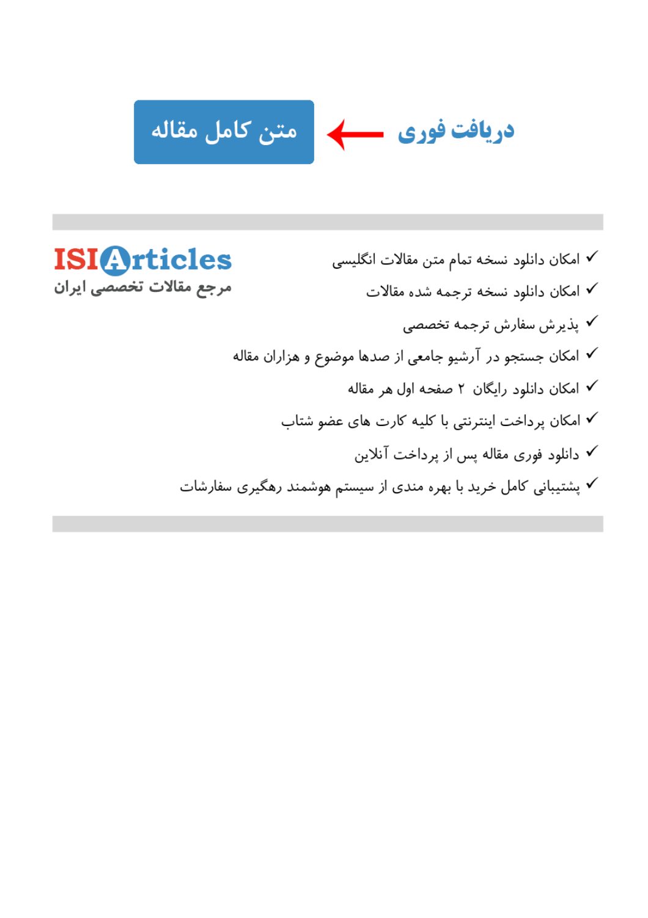**دریافت فوری** ← **متن کامل مقاله**

**ISIArticles**
مرجع مقالات تخصصی ایران

- ✓ امکان دانلود نسخه تمام متن مقالات انگلیسی
- ✓ امکان دانلود نسخه ترجمه شده مقالات
- ✓ پذیرش سفارش ترجمه تخصصی
- ✓ امکان جستجو در آرشیو جامعی از صدها موضوع و هزاران مقاله
- ✓ امکان دانلود رایگان ۲ صفحه اول هر مقاله
- ✓ امکان پرداخت اینترنتی با کلیه کارت های عضو شتاب
- ✓ دانلود فوری مقاله پس از پرداخت آنلاین
- ✓ پشتیبانی کامل خرید با بهره مندی از سیستم هوشمند رهگیری سفارشات